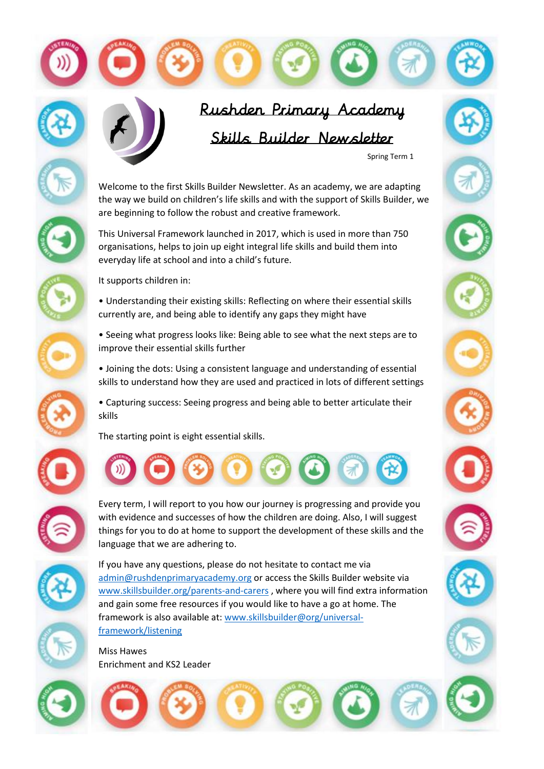# Rushden Primary Academy

## Skills Builder Newsletter

Spring Term 1

Welcome to the first Skills Builder Newsletter. As an academy, we are adapting the way we build on children's life skills and with the support of Skills Builder, we are beginning to follow the robust and creative framework.

This Universal Framework launched in 2017, which is used in more than 750 organisations, helps to join up eight integral life skills and build them into everyday life at school and into a child's future.

It supports children in:

- Understanding their existing skills: Reflecting on where their essential skills currently are, and being able to identify any gaps they might have
- Seeing what progress looks like: Being able to see what the next steps are to improve their essential skills further
- Joining the dots: Using a consistent language and understanding of essential skills to understand how they are used and practiced in lots of different settings
- Capturing success: Seeing progress and being able to better articulate their skills

The starting point is eight essential skills.

Every term, I will report to you how our journey is progressing and provide you with evidence and successes of how the children are doing. Also, I will suggest things for you to do at home to support the development of these skills and the language that we are adhering to.

If you have any questions, please do not hesitate to contact me via admin@rushdenprimaryacademy.org or access the Skills Builder website via www.skillsbuilder.org/parents-and-carers , where you will find extra information and gain some free resources if you would like to have a go at home. The framework is also available at: www.skillsbuilder@org/universal-framework/listening

Miss Hawes
Enrichment and KS2 Leader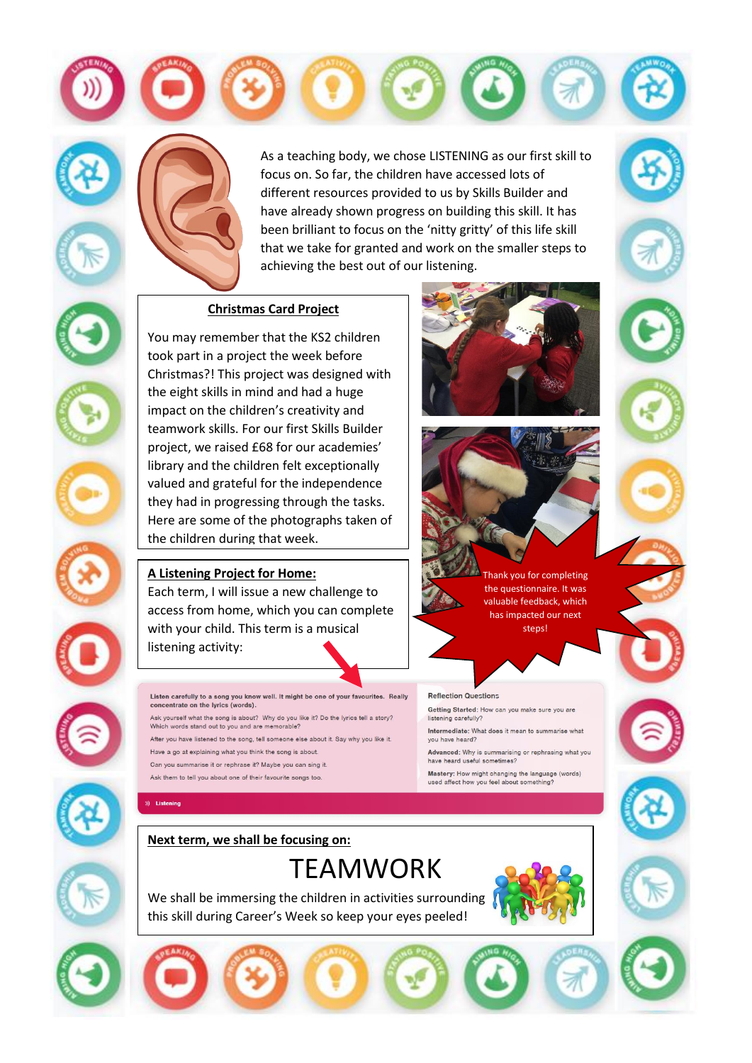As a teaching body, we chose LISTENING as our first skill to focus on. So far, the children have accessed lots of different resources provided to us by Skills Builder and have already shown progress on building this skill. It has been brilliant to focus on the 'nitty gritty' of this life skill that we take for granted and work on the smaller steps to achieving the best out of our listening.

## Christmas Card Project

You may remember that the KS2 children took part in a project the week before Christmas?! This project was designed with the eight skills in mind and had a huge impact on the children's creativity and teamwork skills. For our first Skills Builder project, we raised £68 for our academies' library and the children felt exceptionally valued and grateful for the independence they had in progressing through the tasks. Here are some of the photographs taken of the children during that week.

Thank you for completing the questionnaire. It was valuable feedback, which has impacted our next steps!

## A Listening Project for Home:

Each term, I will issue a new challenge to access from home, which you can complete with your child. This term is a musical listening activity:

**Listen carefully to a song you know well. It might be one of your favourites. Really concentrate on the lyrics (words).**

Ask yourself what the song is about? Why do you like it? Do the lyrics tell a story? Which words stand out to you and are memorable?

After you have listened to the song, tell someone else about it. Say why you like it.

Have a go at explaining what you think the song is about.

Can you summarise it or rephrase it? Maybe you can sing it.

Ask them to tell you about one of their favourite songs too.

**Reflection Questions**

**Getting Started:** How can you make sure you are listening carefully?

**Intermediate:** What does it mean to summarise what you have heard?

**Advanced:** Why is summarising or rephrasing what you have heard useful sometimes?

**Mastery:** How might changing the language (words) used affect how you feel about something?

Listening

## Next term, we shall be focusing on:

# TEAMWORK

We shall be immersing the children in activities surrounding this skill during Career's Week so keep your eyes peeled!